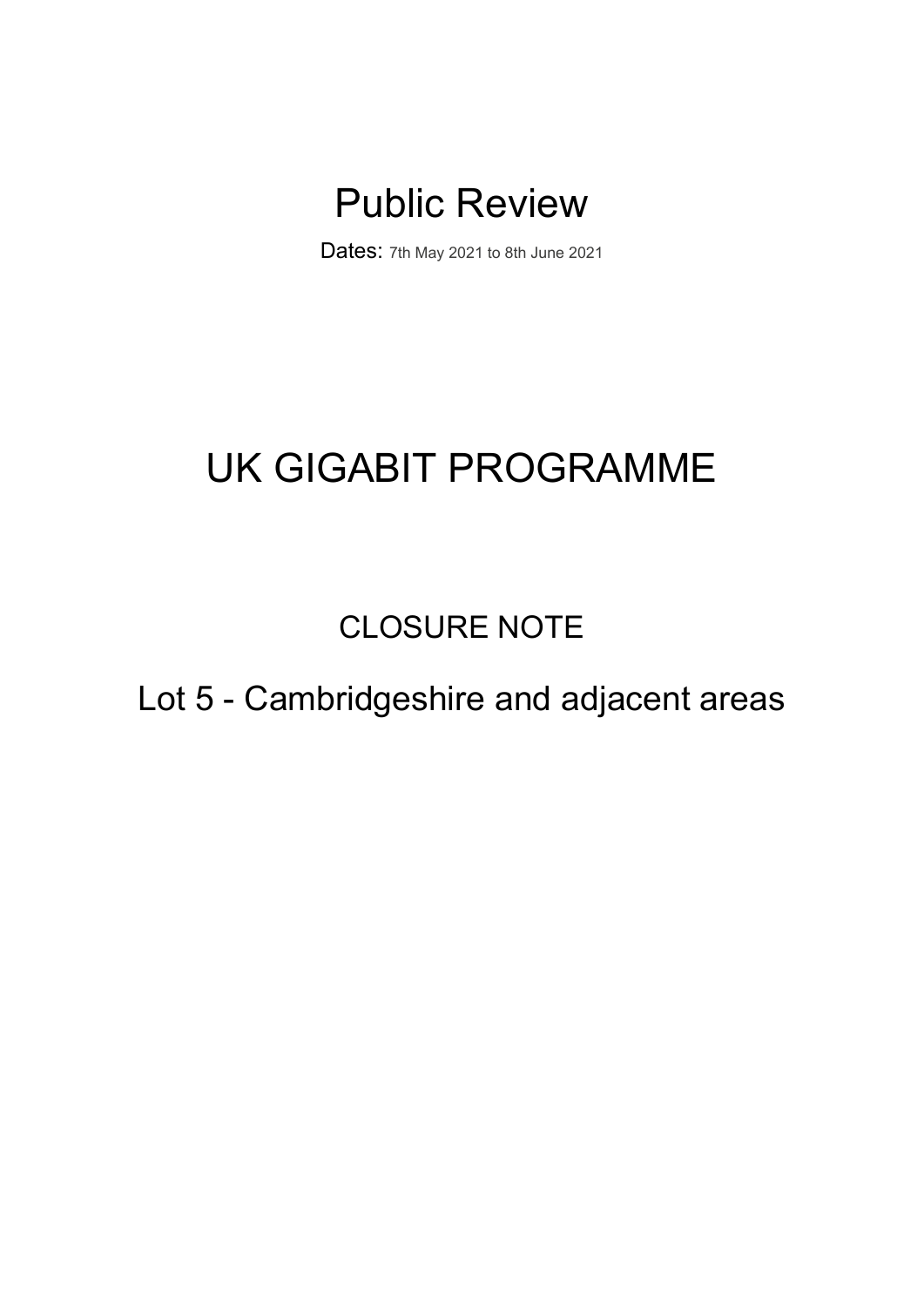# Public Review

Dates: 7th May 2021 to 8th June 2021

# UK GIGABIT PROGRAMME

## CLOSURE NOTE

## Lot 5 - Cambridgeshire and adjacent areas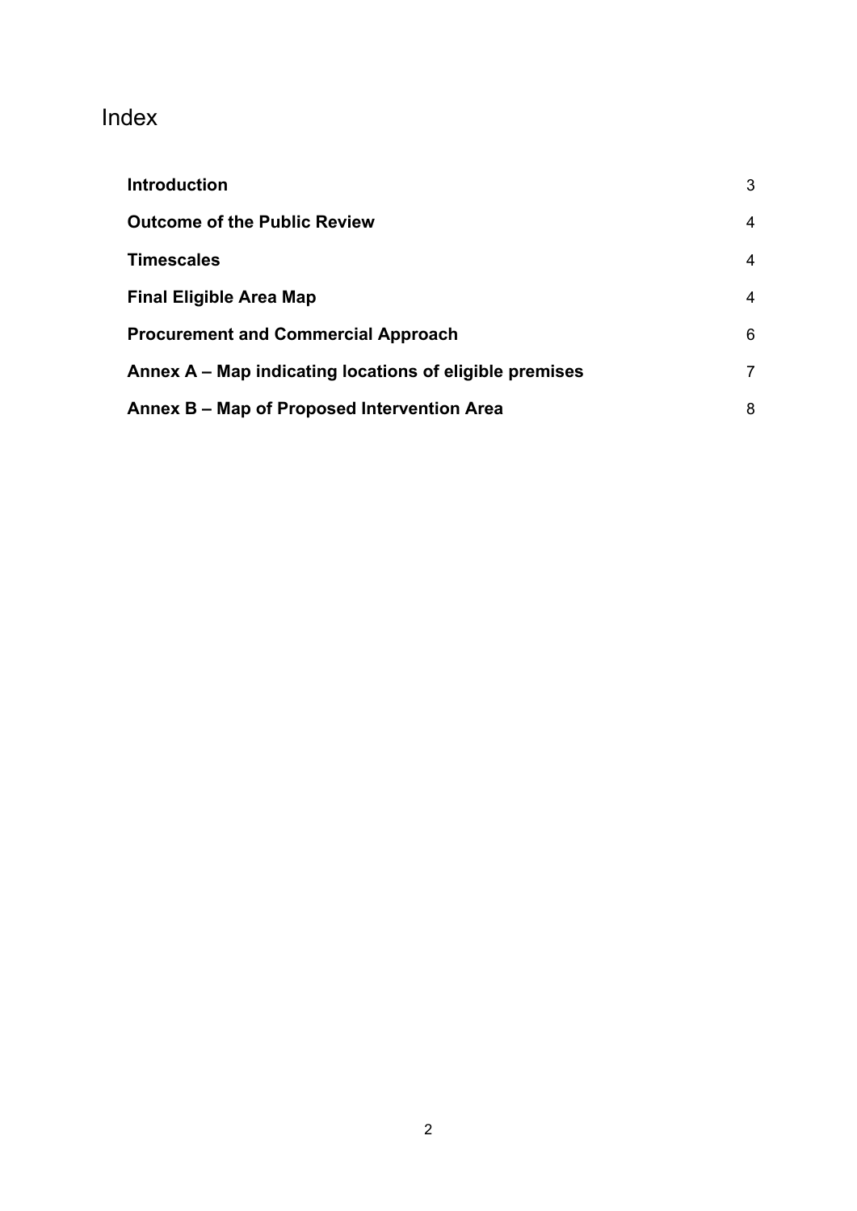# Index

| | |
|---|---|
| **Introduction** | 3 |
| **Outcome of the Public Review** | 4 |
| **Timescales** | 4 |
| **Final Eligible Area Map** | 4 |
| **Procurement and Commercial Approach** | 6 |
| **Annex A – Map indicating locations of eligible premises** | 7 |
| **Annex B – Map of Proposed Intervention Area** | 8 |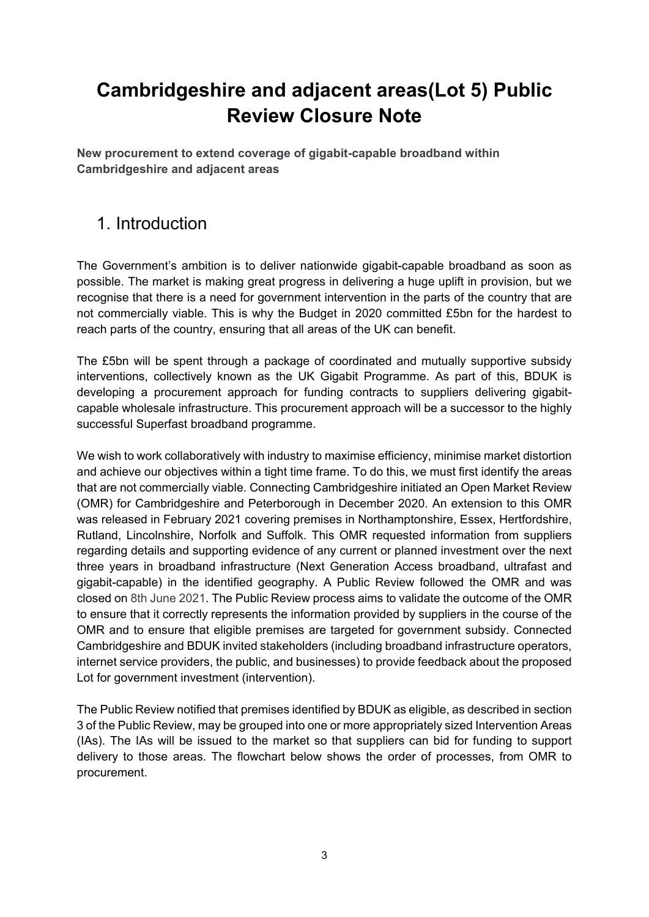# Cambridgeshire and adjacent areas(Lot 5) Public Review Closure Note

**New procurement to extend coverage of gigabit-capable broadband within Cambridgeshire and adjacent areas**

## 1. Introduction

The Government's ambition is to deliver nationwide gigabit-capable broadband as soon as possible. The market is making great progress in delivering a huge uplift in provision, but we recognise that there is a need for government intervention in the parts of the country that are not commercially viable. This is why the Budget in 2020 committed £5bn for the hardest to reach parts of the country, ensuring that all areas of the UK can benefit.

The £5bn will be spent through a package of coordinated and mutually supportive subsidy interventions, collectively known as the UK Gigabit Programme. As part of this, BDUK is developing a procurement approach for funding contracts to suppliers delivering gigabit-capable wholesale infrastructure. This procurement approach will be a successor to the highly successful Superfast broadband programme.

We wish to work collaboratively with industry to maximise efficiency, minimise market distortion and achieve our objectives within a tight time frame. To do this, we must first identify the areas that are not commercially viable. Connecting Cambridgeshire initiated an Open Market Review (OMR) for Cambridgeshire and Peterborough in December 2020. An extension to this OMR was released in February 2021 covering premises in Northamptonshire, Essex, Hertfordshire, Rutland, Lincolnshire, Norfolk and Suffolk. This OMR requested information from suppliers regarding details and supporting evidence of any current or planned investment over the next three years in broadband infrastructure (Next Generation Access broadband, ultrafast and gigabit-capable) in the identified geography. A Public Review followed the OMR and was closed on 8th June 2021. The Public Review process aims to validate the outcome of the OMR to ensure that it correctly represents the information provided by suppliers in the course of the OMR and to ensure that eligible premises are targeted for government subsidy. Connected Cambridgeshire and BDUK invited stakeholders (including broadband infrastructure operators, internet service providers, the public, and businesses) to provide feedback about the proposed Lot for government investment (intervention).

The Public Review notified that premises identified by BDUK as eligible, as described in section 3 of the Public Review, may be grouped into one or more appropriately sized Intervention Areas (IAs). The IAs will be issued to the market so that suppliers can bid for funding to support delivery to those areas. The flowchart below shows the order of processes, from OMR to procurement.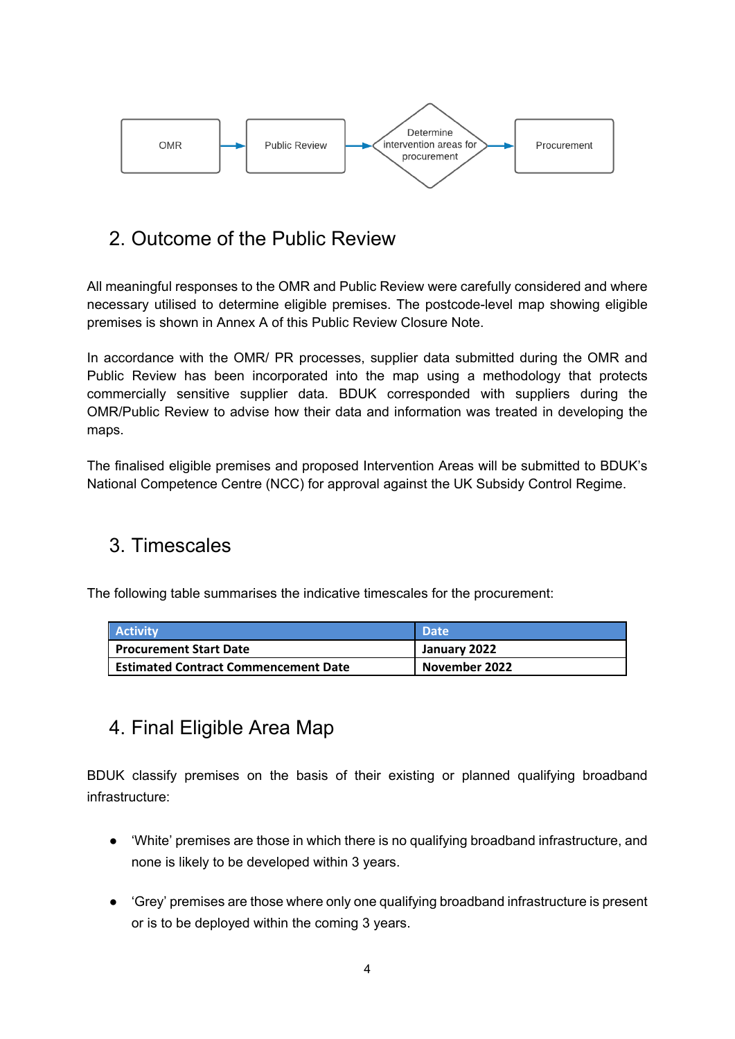OMR → Public Review → Determine intervention areas for procurement → Procurement

## 2. Outcome of the Public Review

All meaningful responses to the OMR and Public Review were carefully considered and where necessary utilised to determine eligible premises. The postcode-level map showing eligible premises is shown in Annex A of this Public Review Closure Note.

In accordance with the OMR/ PR processes, supplier data submitted during the OMR and Public Review has been incorporated into the map using a methodology that protects commercially sensitive supplier data. BDUK corresponded with suppliers during the OMR/Public Review to advise how their data and information was treated in developing the maps.

The finalised eligible premises and proposed Intervention Areas will be submitted to BDUK's National Competence Centre (NCC) for approval against the UK Subsidy Control Regime.

## 3. Timescales

The following table summarises the indicative timescales for the procurement:

| Activity | Date |
|---|---|
| **Procurement Start Date** | **January 2022** |
| **Estimated Contract Commencement Date** | **November 2022** |

## 4. Final Eligible Area Map

BDUK classify premises on the basis of their existing or planned qualifying broadband infrastructure:

- 'White' premises are those in which there is no qualifying broadband infrastructure, and none is likely to be developed within 3 years.
- 'Grey' premises are those where only one qualifying broadband infrastructure is present or is to be deployed within the coming 3 years.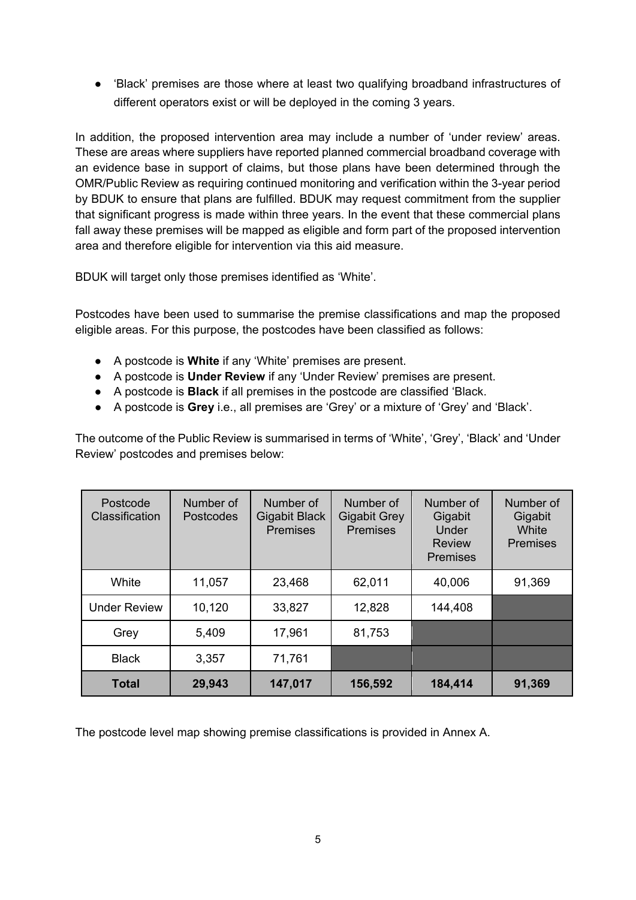- 'Black' premises are those where at least two qualifying broadband infrastructures of different operators exist or will be deployed in the coming 3 years.

In addition, the proposed intervention area may include a number of 'under review' areas. These are areas where suppliers have reported planned commercial broadband coverage with an evidence base in support of claims, but those plans have been determined through the OMR/Public Review as requiring continued monitoring and verification within the 3-year period by BDUK to ensure that plans are fulfilled. BDUK may request commitment from the supplier that significant progress is made within three years. In the event that these commercial plans fall away these premises will be mapped as eligible and form part of the proposed intervention area and therefore eligible for intervention via this aid measure.

BDUK will target only those premises identified as 'White'.

Postcodes have been used to summarise the premise classifications and map the proposed eligible areas. For this purpose, the postcodes have been classified as follows:

- A postcode is **White** if any 'White' premises are present.
- A postcode is **Under Review** if any 'Under Review' premises are present.
- A postcode is **Black** if all premises in the postcode are classified 'Black.
- A postcode is **Grey** i.e., all premises are 'Grey' or a mixture of 'Grey' and 'Black'.

The outcome of the Public Review is summarised in terms of 'White', 'Grey', 'Black' and 'Under Review' postcodes and premises below:

| Postcode Classification | Number of Postcodes | Number of Gigabit Black Premises | Number of Gigabit Grey Premises | Number of Gigabit Under Review Premises | Number of Gigabit White Premises |
|---|---|---|---|---|---|
| White | 11,057 | 23,468 | 62,011 | 40,006 | 91,369 |
| Under Review | 10,120 | 33,827 | 12,828 | 144,408 | |
| Grey | 5,409 | 17,961 | 81,753 | | |
| Black | 3,357 | 71,761 | | | |
| **Total** | **29,943** | **147,017** | **156,592** | **184,414** | **91,369** |

The postcode level map showing premise classifications is provided in Annex A.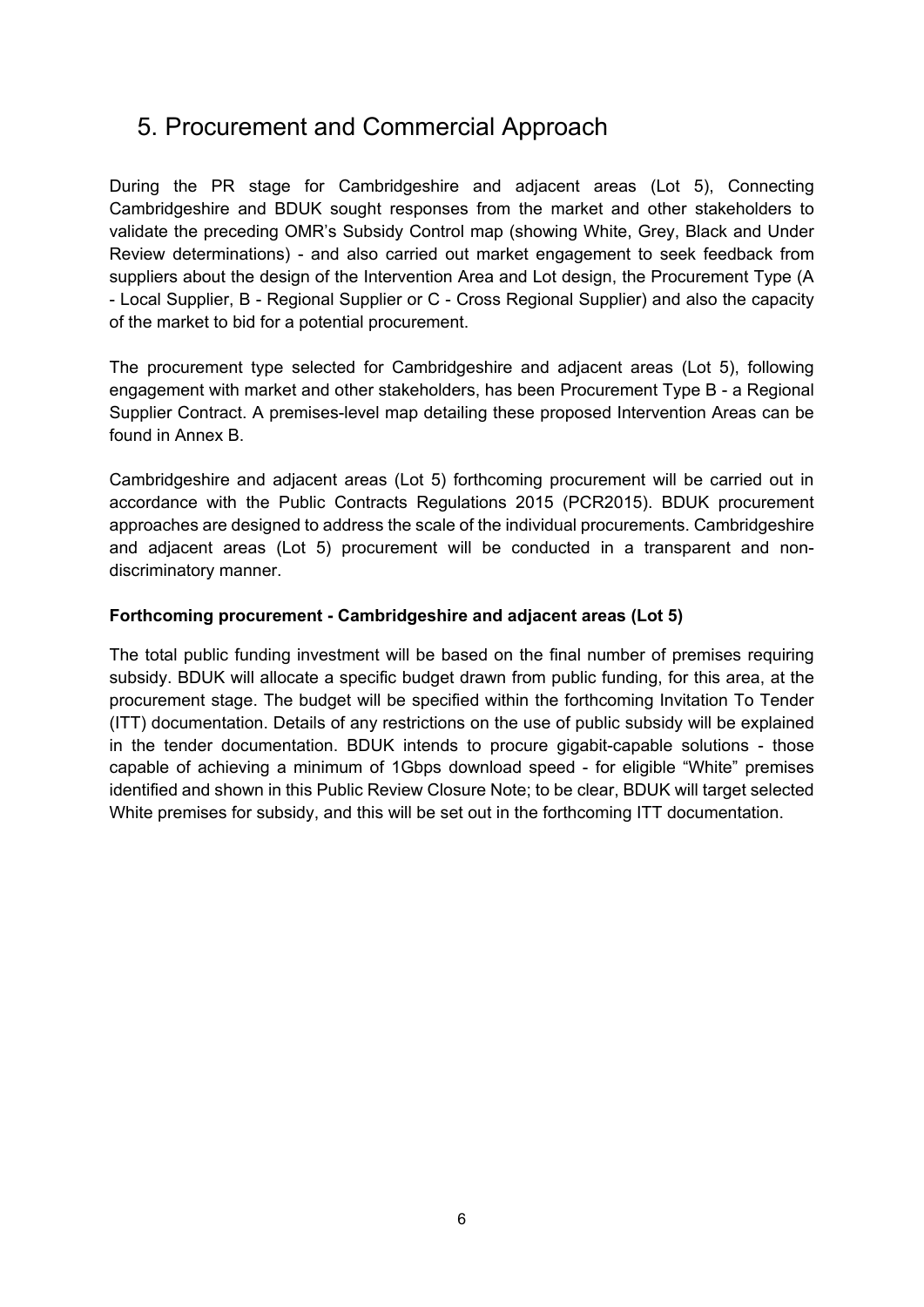## 5. Procurement and Commercial Approach

During the PR stage for Cambridgeshire and adjacent areas (Lot 5), Connecting Cambridgeshire and BDUK sought responses from the market and other stakeholders to validate the preceding OMR's Subsidy Control map (showing White, Grey, Black and Under Review determinations) - and also carried out market engagement to seek feedback from suppliers about the design of the Intervention Area and Lot design, the Procurement Type (A - Local Supplier, B - Regional Supplier or C - Cross Regional Supplier) and also the capacity of the market to bid for a potential procurement.

The procurement type selected for Cambridgeshire and adjacent areas (Lot 5), following engagement with market and other stakeholders, has been Procurement Type B - a Regional Supplier Contract. A premises-level map detailing these proposed Intervention Areas can be found in Annex B.

Cambridgeshire and adjacent areas (Lot 5) forthcoming procurement will be carried out in accordance with the Public Contracts Regulations 2015 (PCR2015). BDUK procurement approaches are designed to address the scale of the individual procurements. Cambridgeshire and adjacent areas (Lot 5) procurement will be conducted in a transparent and non-discriminatory manner.

**Forthcoming procurement - Cambridgeshire and adjacent areas (Lot 5)**

The total public funding investment will be based on the final number of premises requiring subsidy. BDUK will allocate a specific budget drawn from public funding, for this area, at the procurement stage. The budget will be specified within the forthcoming Invitation To Tender (ITT) documentation. Details of any restrictions on the use of public subsidy will be explained in the tender documentation. BDUK intends to procure gigabit-capable solutions - those capable of achieving a minimum of 1Gbps download speed - for eligible "White" premises identified and shown in this Public Review Closure Note; to be clear, BDUK will target selected White premises for subsidy, and this will be set out in the forthcoming ITT documentation.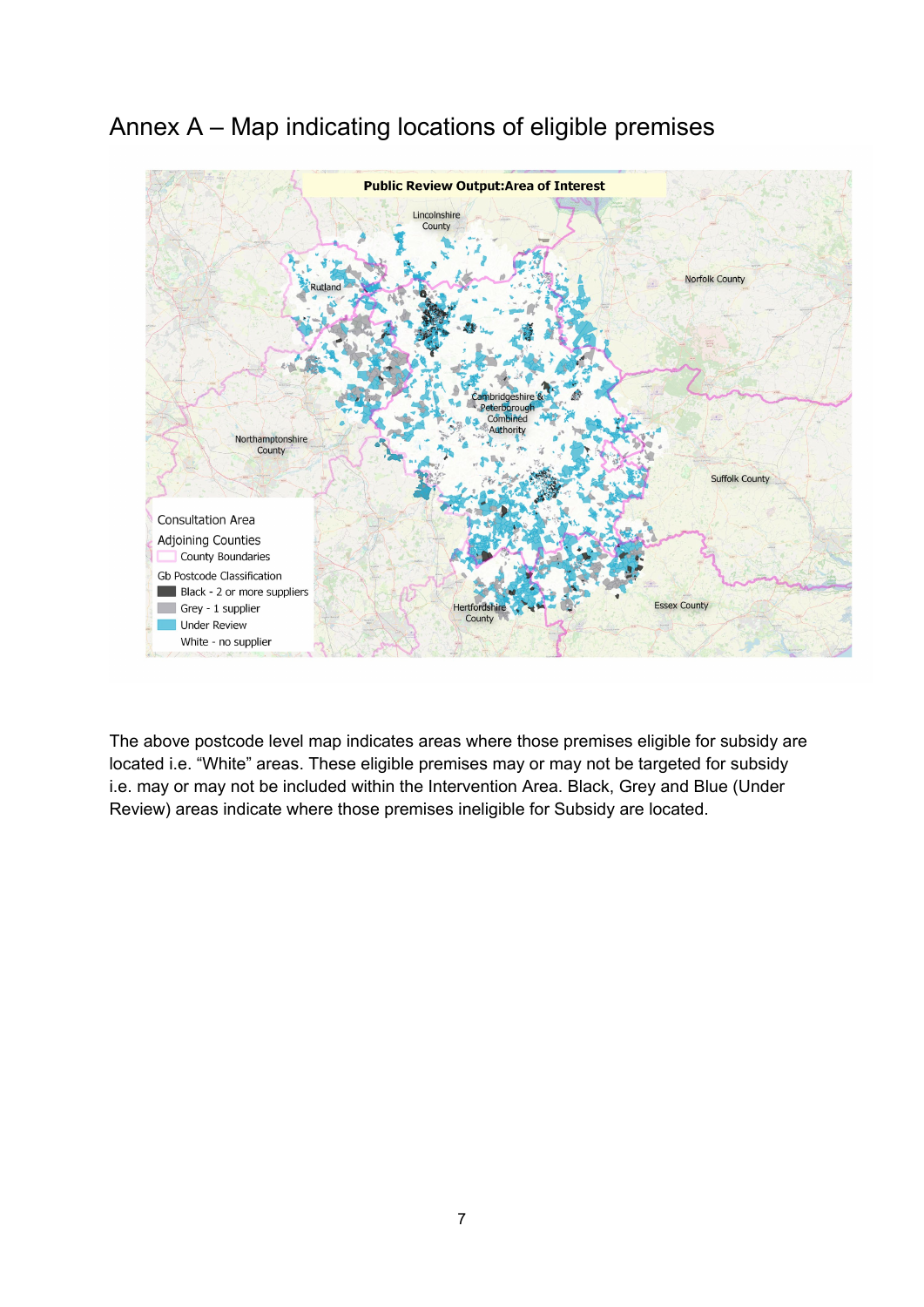# Annex A – Map indicating locations of eligible premises

The above postcode level map indicates areas where those premises eligible for subsidy are located i.e. “White” areas. These eligible premises may or may not be targeted for subsidy i.e. may or may not be included within the Intervention Area. Black, Grey and Blue (Under Review) areas indicate where those premises ineligible for Subsidy are located.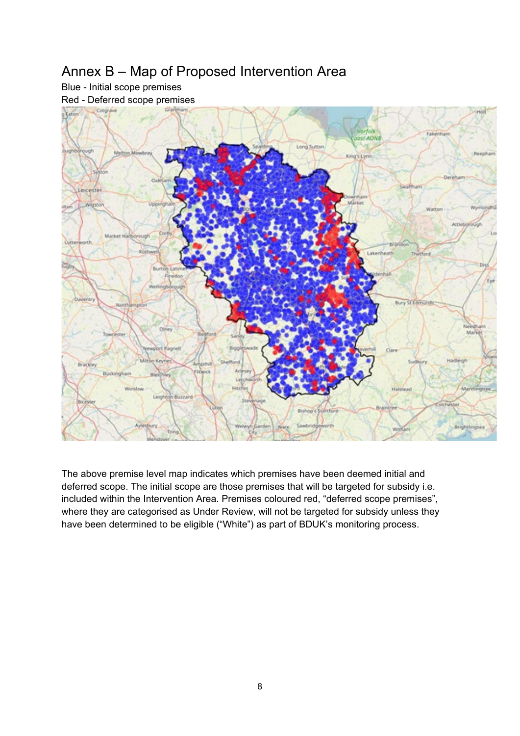# Annex B – Map of Proposed Intervention Area

Blue - Initial scope premises

Red - Deferred scope premises

The above premise level map indicates which premises have been deemed initial and deferred scope. The initial scope are those premises that will be targeted for subsidy i.e. included within the Intervention Area. Premises coloured red, "deferred scope premises", where they are categorised as Under Review, will not be targeted for subsidy unless they have been determined to be eligible ("White") as part of BDUK's monitoring process.